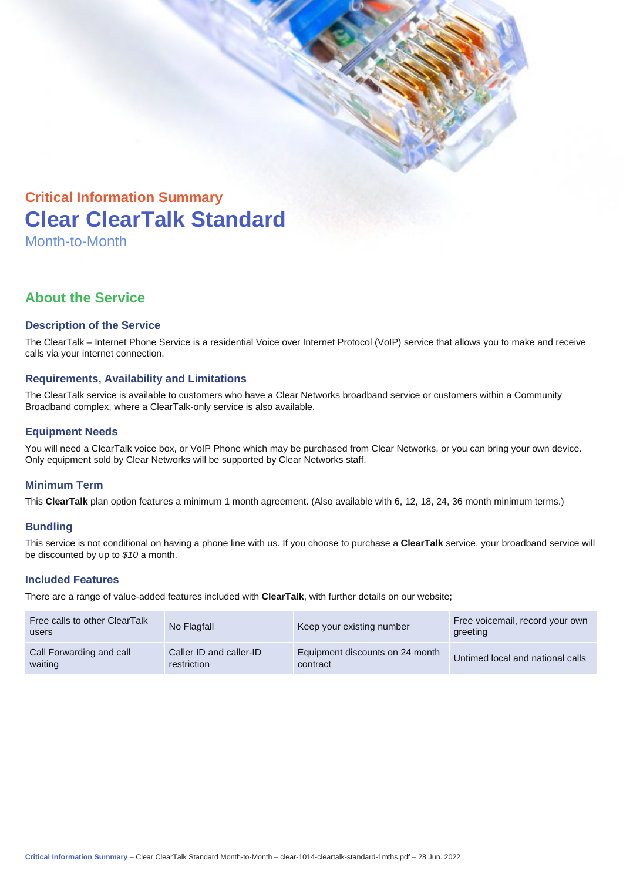Critical Information Summary

# Clear ClearTalk Standard

Month-to-Month

## About the Service

### Description of the Service

The ClearTalk – Internet Phone Service is a residential Voice over Internet Protocol (VoIP) service that allows you to make and receive calls via your internet connection.

### Requirements, Availability and Limitations

The ClearTalk service is available to customers who have a Clear Networks broadband service or customers within a Community Broadband complex, where a ClearTalk-only service is also available.

### Equipment Needs

You will need a ClearTalk voice box, or VoIP Phone which may be purchased from Clear Networks, or you can bring your own device. Only equipment sold by Clear Networks will be supported by Clear Networks staff.

### Minimum Term

This **ClearTalk** plan option features a minimum 1 month agreement. (Also available with 6, 12, 18, 24, 36 month minimum terms.)

### Bundling

This service is not conditional on having a phone line with us. If you choose to purchase a **ClearTalk** service, your broadband service will be discounted by up to *$10* a month.

### Included Features

There are a range of value-added features included with **ClearTalk**, with further details on our website;

| Free calls to other ClearTalk users | No Flagfall | Keep your existing number | Free voicemail, record your own greeting |
|---|---|---|---|
| Call Forwarding and call waiting | Caller ID and caller-ID restriction | Equipment discounts on 24 month contract | Untimed local and national calls |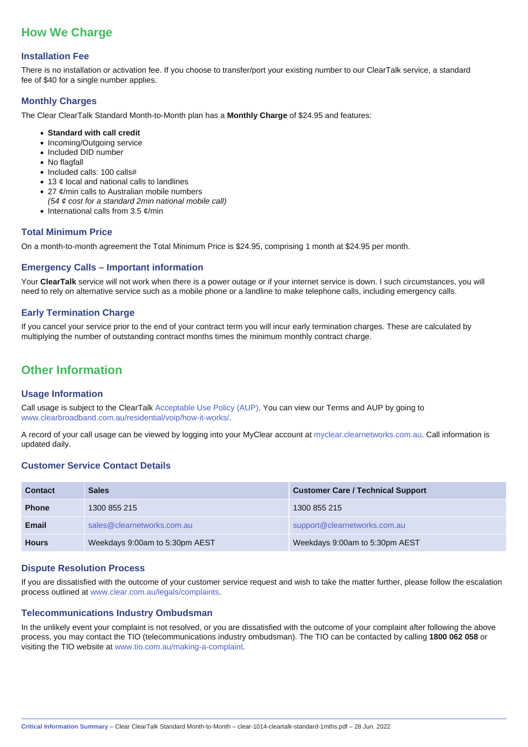# How We Charge

## Installation Fee

There is no installation or activation fee. If you choose to transfer/port your existing number to our ClearTalk service, a standard fee of $40 for a single number applies.

## Monthly Charges

The Clear ClearTalk Standard Month-to-Month plan has a **Monthly Charge** of $24.95 and features:

- **Standard with call credit**
- Incoming/Outgoing service
- Included DID number
- No flagfall
- Included calls: 100 calls#
- 13 ¢ local and national calls to landlines
- 27 ¢/min calls to Australian mobile numbers
  *(54 ¢ cost for a standard 2min national mobile call)*
- International calls from 3.5 ¢/min

## Total Minimum Price

On a month-to-month agreement the Total Minimum Price is $24.95, comprising 1 month at $24.95 per month.

## Emergency Calls – Important information

Your **ClearTalk** service will not work when there is a power outage or if your internet service is down. I such circumstances, you will need to rely on alternative service such as a mobile phone or a landline to make telephone calls, including emergency calls.

## Early Termination Charge

If you cancel your service prior to the end of your contract term you will incur early termination charges. These are calculated by multiplying the number of outstanding contract months times the minimum monthly contract charge.

# Other Information

## Usage Information

Call usage is subject to the ClearTalk Acceptable Use Policy (AUP). You can view our Terms and AUP by going to www.clearbroadband.com.au/residential/voip/how-it-works/.

A record of your call usage can be viewed by logging into your MyClear account at myclear.clearnetworks.com.au. Call information is updated daily.

## Customer Service Contact Details

| Contact | Sales | Customer Care / Technical Support |
|---|---|---|
| **Phone** | 1300 855 215 | 1300 855 215 |
| **Email** | sales@clearnetworks.com.au | support@clearnetworks.com.au |
| **Hours** | Weekdays 9:00am to 5:30pm AEST | Weekdays 9:00am to 5:30pm AEST |

## Dispute Resolution Process

If you are dissatisfied with the outcome of your customer service request and wish to take the matter further, please follow the escalation process outlined at www.clear.com.au/legals/complaints.

## Telecommunications Industry Ombudsman

In the unlikely event your complaint is not resolved, or you are dissatisfied with the outcome of your complaint after following the above process, you may contact the TIO (telecommunications industry ombudsman). The TIO can be contacted by calling **1800 062 058** or visiting the TIO website at www.tio.com.au/making-a-complaint.